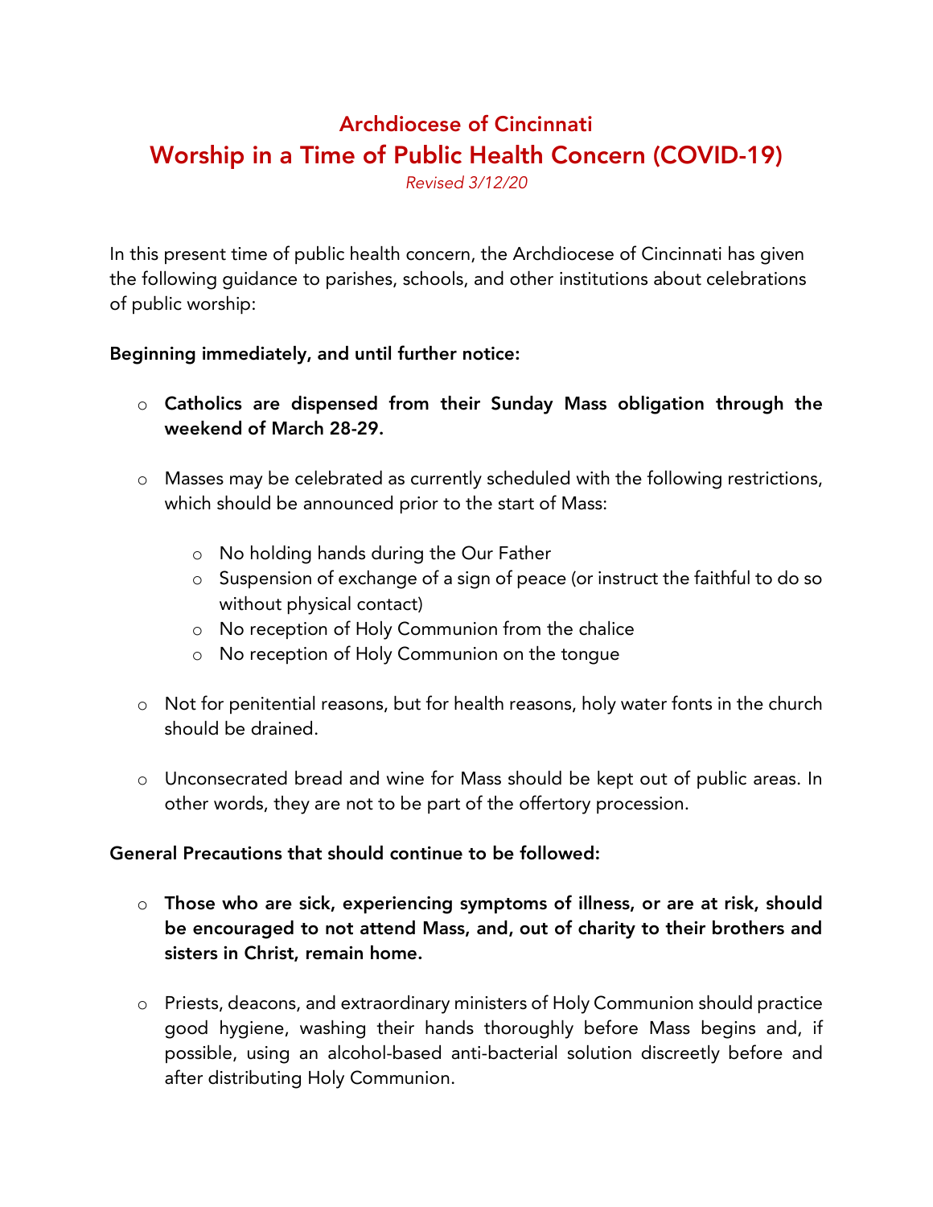# Archdiocese of Cincinnati

## Worship in a Time of Public Health Concern (COVID-19)

*Revised 3/12/20*

In this present time of public health concern, the Archdiocese of Cincinnati has given the following guidance to parishes, schools, and other institutions about celebrations of public worship:

**Beginning immediately, and until further notice:**

- **Catholics are dispensed from their Sunday Mass obligation through the weekend of March 28-29.**
- Masses may be celebrated as currently scheduled with the following restrictions, which should be announced prior to the start of Mass:
  - No holding hands during the Our Father
  - Suspension of exchange of a sign of peace (or instruct the faithful to do so without physical contact)
  - No reception of Holy Communion from the chalice
  - No reception of Holy Communion on the tongue
- Not for penitential reasons, but for health reasons, holy water fonts in the church should be drained.
- Unconsecrated bread and wine for Mass should be kept out of public areas. In other words, they are not to be part of the offertory procession.

**General Precautions that should continue to be followed:**

- **Those who are sick, experiencing symptoms of illness, or are at risk, should be encouraged to not attend Mass, and, out of charity to their brothers and sisters in Christ, remain home.**
- Priests, deacons, and extraordinary ministers of Holy Communion should practice good hygiene, washing their hands thoroughly before Mass begins and, if possible, using an alcohol-based anti-bacterial solution discreetly before and after distributing Holy Communion.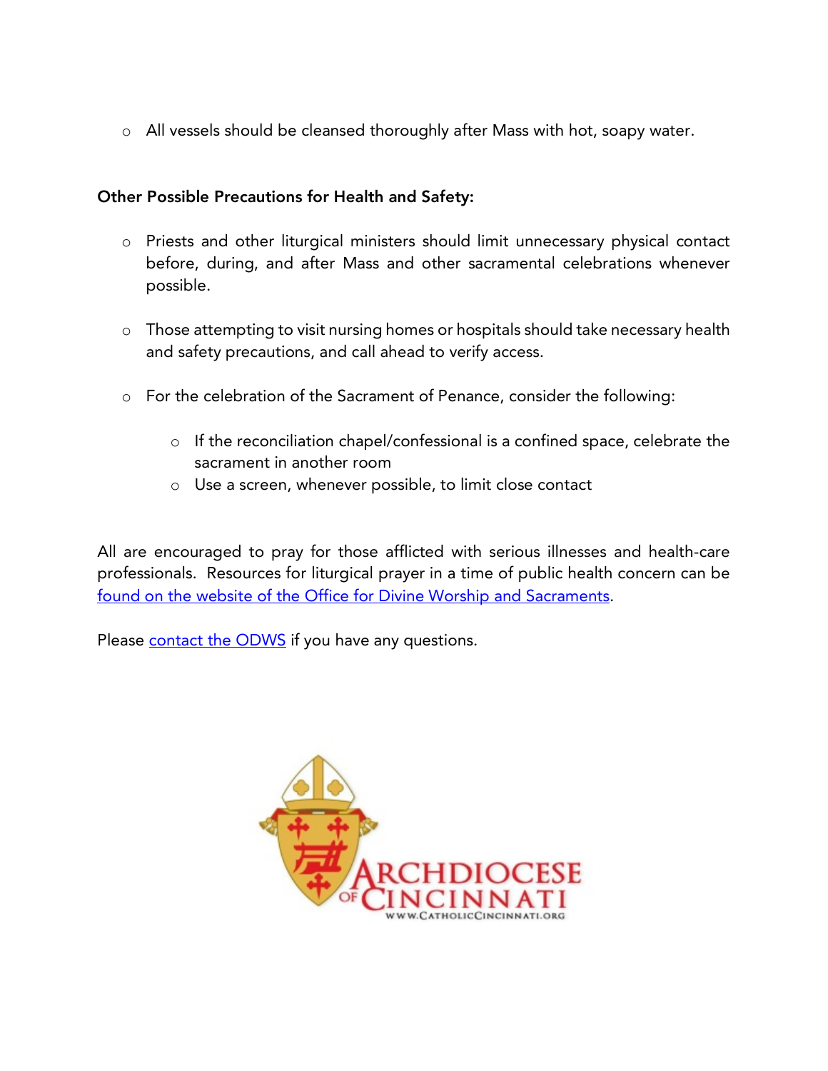- All vessels should be cleansed thoroughly after Mass with hot, soapy water.

**Other Possible Precautions for Health and Safety:**

- Priests and other liturgical ministers should limit unnecessary physical contact before, during, and after Mass and other sacramental celebrations whenever possible.

- Those attempting to visit nursing homes or hospitals should take necessary health and safety precautions, and call ahead to verify access.

- For the celebration of the Sacrament of Penance, consider the following:

  - If the reconciliation chapel/confessional is a confined space, celebrate the sacrament in another room
  - Use a screen, whenever possible, to limit close contact

All are encouraged to pray for those afflicted with serious illnesses and health-care professionals. Resources for liturgical prayer in a time of public health concern can be found on the website of the Office for Divine Worship and Sacraments.

Please contact the ODWS if you have any questions.

ARCHDIOCESE OF CINCINNATI

WWW.CATHOLICCINCINNATI.ORG